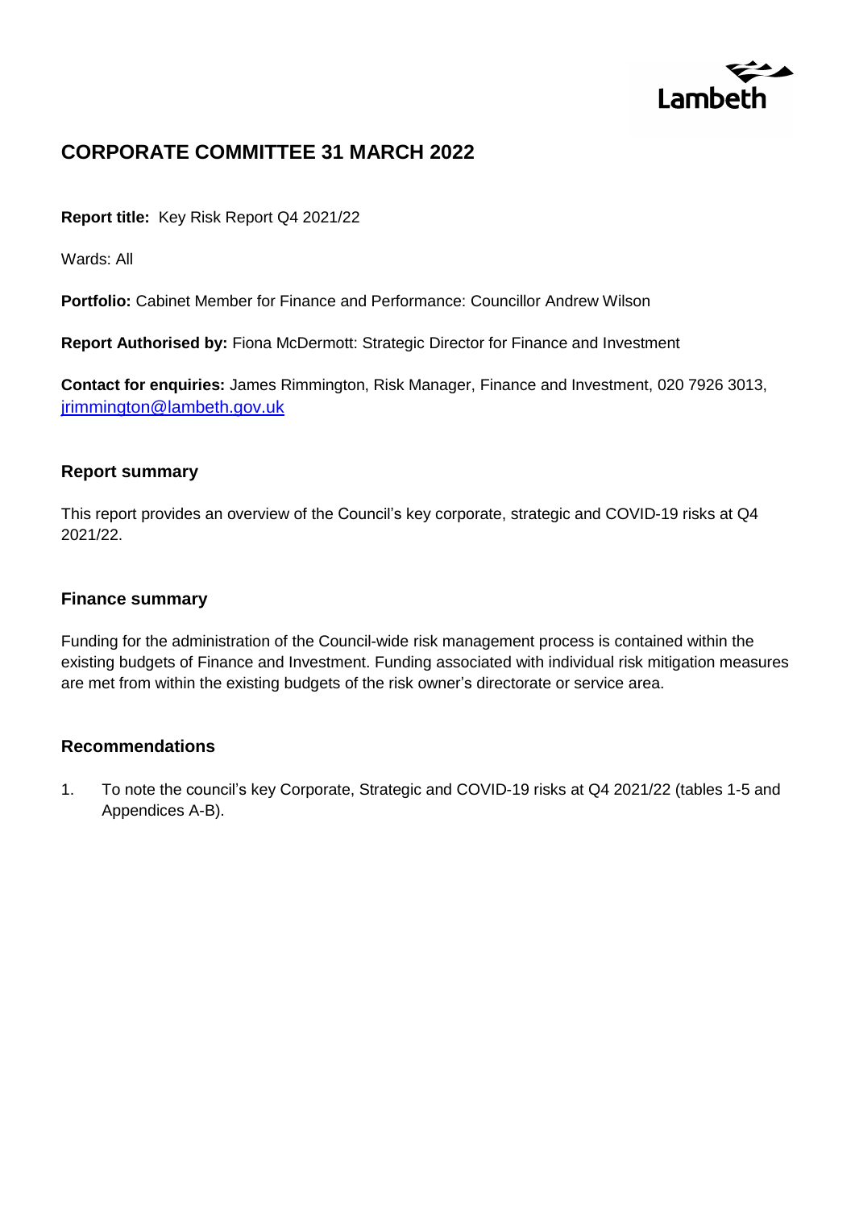Lambeth

# CORPORATE COMMITTEE 31 MARCH 2022

**Report title:** Key Risk Report Q4 2021/22

Wards: All

**Portfolio:** Cabinet Member for Finance and Performance: Councillor Andrew Wilson

**Report Authorised by:** Fiona McDermott: Strategic Director for Finance and Investment

**Contact for enquiries:** James Rimmington, Risk Manager, Finance and Investment, 020 7926 3013, jrimmington@lambeth.gov.uk

## Report summary

This report provides an overview of the Council's key corporate, strategic and COVID-19 risks at Q4 2021/22.

## Finance summary

Funding for the administration of the Council-wide risk management process is contained within the existing budgets of Finance and Investment. Funding associated with individual risk mitigation measures are met from within the existing budgets of the risk owner's directorate or service area.

## Recommendations

1. To note the council's key Corporate, Strategic and COVID-19 risks at Q4 2021/22 (tables 1-5 and Appendices A-B).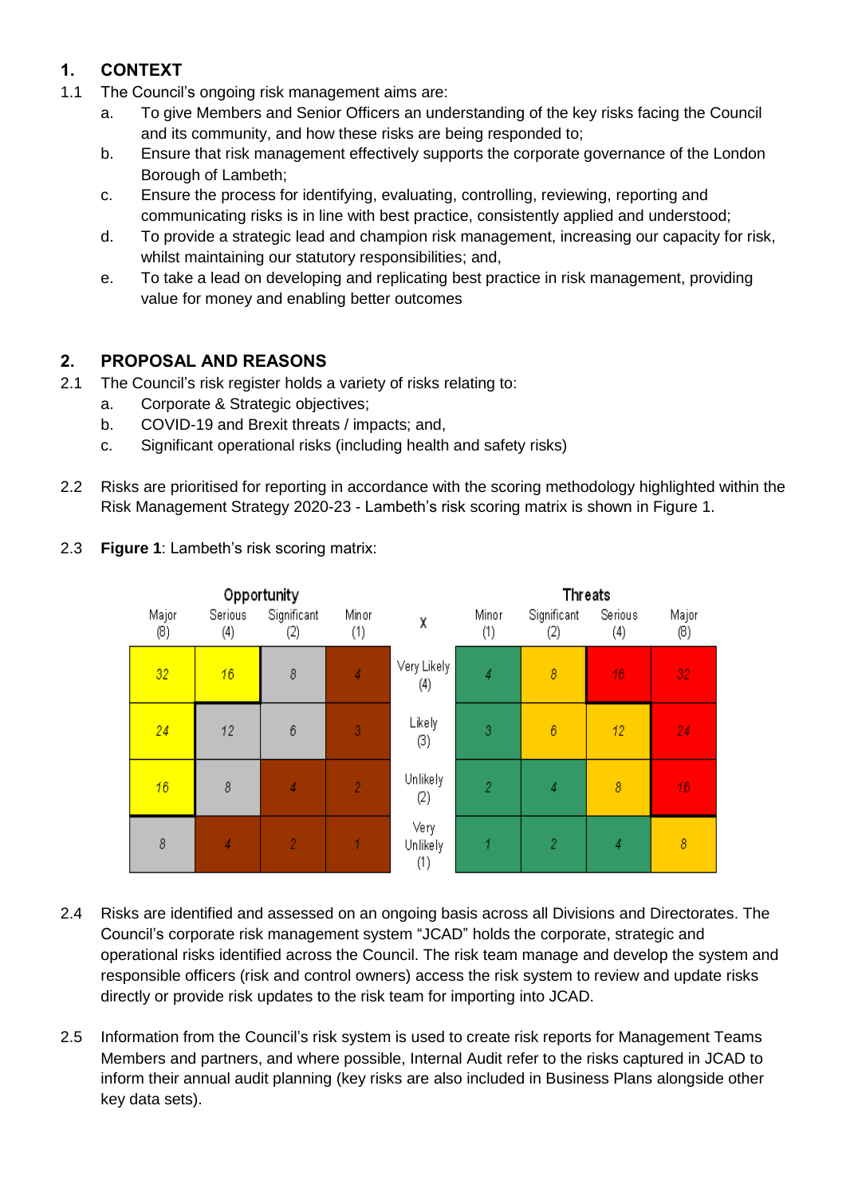## 1. CONTEXT

1.1 The Council's ongoing risk management aims are:

a. To give Members and Senior Officers an understanding of the key risks facing the Council and its community, and how these risks are being responded to;

b. Ensure that risk management effectively supports the corporate governance of the London Borough of Lambeth;

c. Ensure the process for identifying, evaluating, controlling, reviewing, reporting and communicating risks is in line with best practice, consistently applied and understood;

d. To provide a strategic lead and champion risk management, increasing our capacity for risk, whilst maintaining our statutory responsibilities; and,

e. To take a lead on developing and replicating best practice in risk management, providing value for money and enabling better outcomes

## 2. PROPOSAL AND REASONS

2.1 The Council's risk register holds a variety of risks relating to:

a. Corporate & Strategic objectives;

b. COVID-19 and Brexit threats / impacts; and,

c. Significant operational risks (including health and safety risks)

2.2 Risks are prioritised for reporting in accordance with the scoring methodology highlighted within the Risk Management Strategy 2020-23 - Lambeth's risk scoring matrix is shown in Figure 1.

2.3 **Figure 1**: Lambeth's risk scoring matrix:

| Opportunity | | | | X | Threats | | | |
|---|---|---|---|---|---|---|---|---|
| Major (8) | Serious (4) | Significant (2) | Minor (1) | | Minor (1) | Significant (2) | Serious (4) | Major (8) |
| 32 | 16 | 8 | 4 | Very Likely (4) | 4 | 8 | 16 | 32 |
| 24 | 12 | 6 | 3 | Likely (3) | 3 | 6 | 12 | 24 |
| 16 | 8 | 4 | 2 | Unlikely (2) | 2 | 4 | 8 | 16 |
| 8 | 4 | 2 | 1 | Very Unlikely (1) | 1 | 2 | 4 | 8 |

2.4 Risks are identified and assessed on an ongoing basis across all Divisions and Directorates. The Council's corporate risk management system "JCAD" holds the corporate, strategic and operational risks identified across the Council. The risk team manage and develop the system and responsible officers (risk and control owners) access the risk system to review and update risks directly or provide risk updates to the risk team for importing into JCAD.

2.5 Information from the Council's risk system is used to create risk reports for Management Teams Members and partners, and where possible, Internal Audit refer to the risks captured in JCAD to inform their annual audit planning (key risks are also included in Business Plans alongside other key data sets).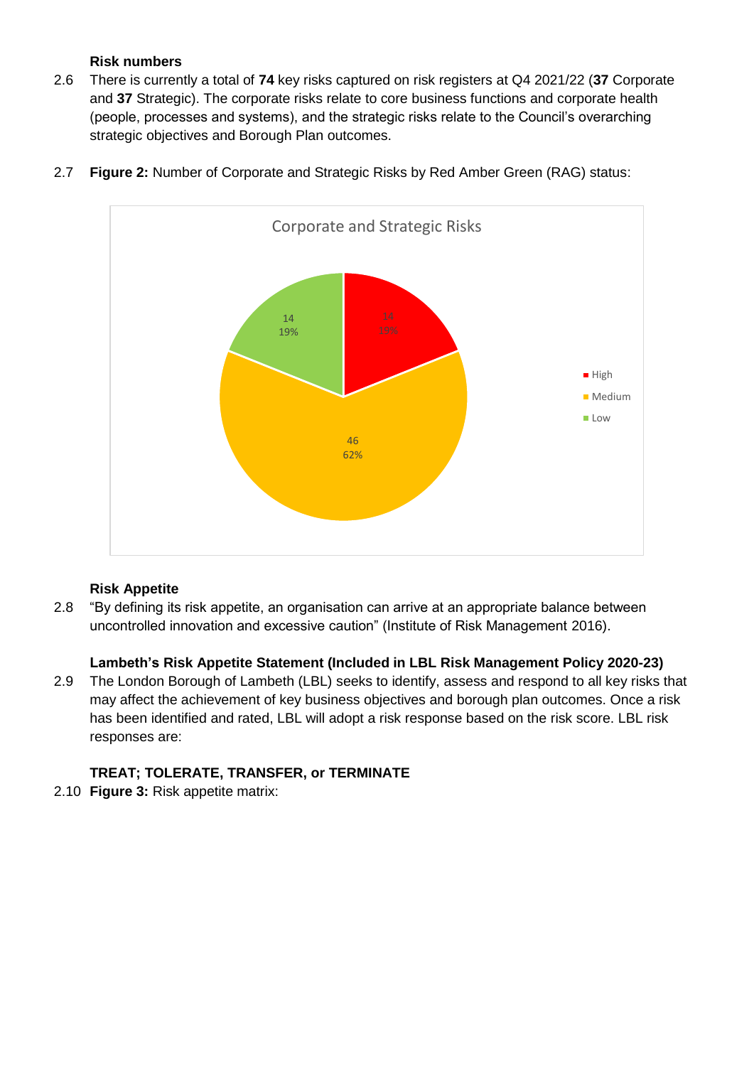### Risk numbers

2.6 There is currently a total of **74** key risks captured on risk registers at Q4 2021/22 (**37** Corporate and **37** Strategic). The corporate risks relate to core business functions and corporate health (people, processes and systems), and the strategic risks relate to the Council's overarching strategic objectives and Borough Plan outcomes.

2.7 **Figure 2:** Number of Corporate and Strategic Risks by Red Amber Green (RAG) status:

Corporate and Strategic Risks

| RAG status | Number | Percentage |
|---|---|---|
| High | 14 | 19% |
| Medium | 46 | 62% |
| Low | 14 | 19% |

### Risk Appetite

2.8 "By defining its risk appetite, an organisation can arrive at an appropriate balance between uncontrolled innovation and excessive caution" (Institute of Risk Management 2016).

### Lambeth's Risk Appetite Statement (Included in LBL Risk Management Policy 2020-23)

2.9 The London Borough of Lambeth (LBL) seeks to identify, assess and respond to all key risks that may affect the achievement of key business objectives and borough plan outcomes. Once a risk has been identified and rated, LBL will adopt a risk response based on the risk score. LBL risk responses are:

**TREAT; TOLERATE, TRANSFER, or TERMINATE**

2.10 **Figure 3:** Risk appetite matrix: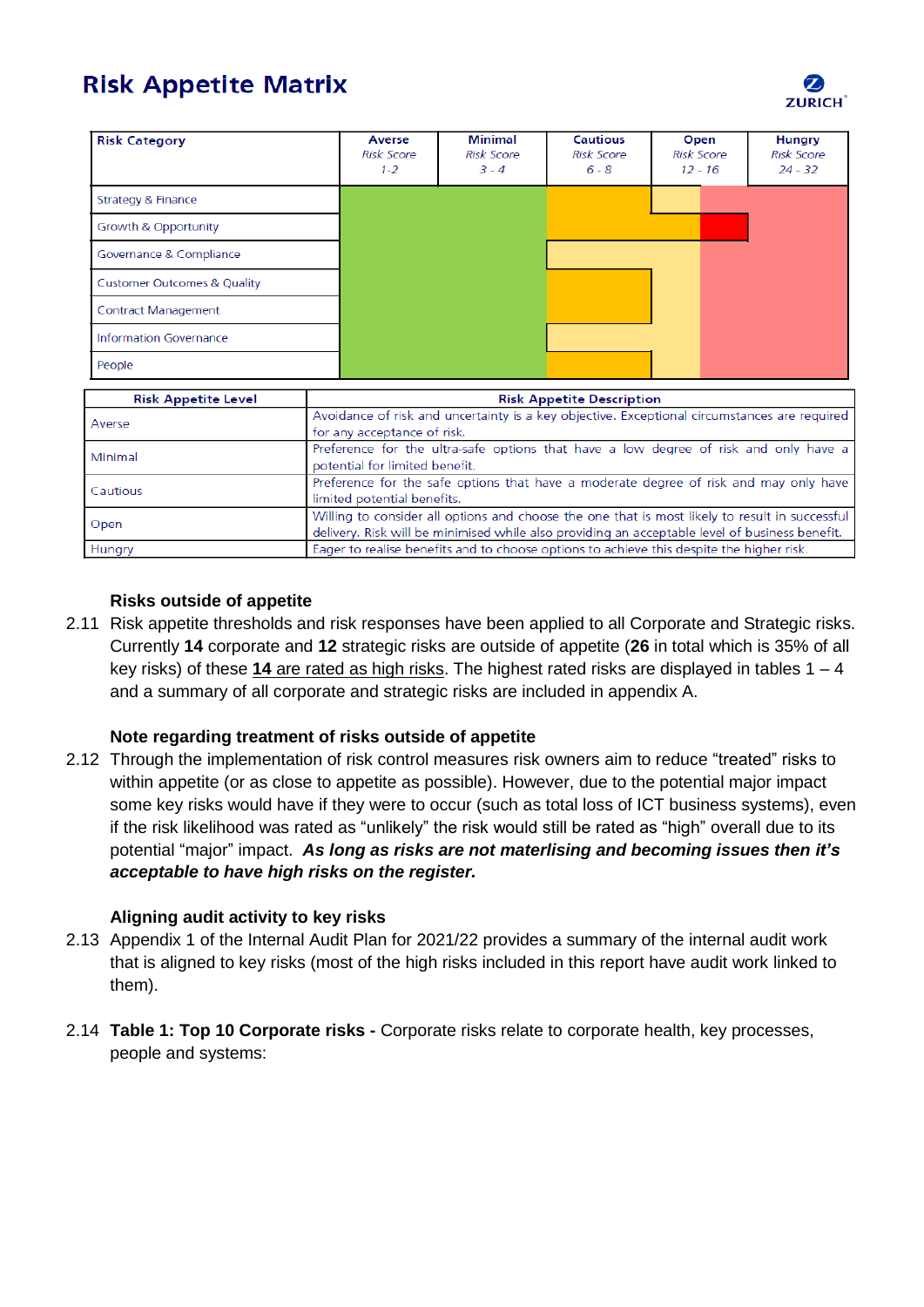## Risk Appetite Matrix

ZURICH

| Risk Category | Averse<br>Risk Score<br>1 - 2 | Minimal<br>Risk Score<br>3 - 4 | Cautious<br>Risk Score<br>6 - 8 | Open<br>Risk Score<br>12 - 16 | Hungry<br>Risk Score<br>24 - 32 |
|---|---|---|---|---|---|
| Strategy & Finance | | | | | |
| Growth & Opportunity | | | | | |
| Governance & Compliance | | | | | |
| Customer Outcomes & Quality | | | | | |
| Contract Management | | | | | |
| Information Governance | | | | | |
| People | | | | | |

| Risk Appetite Level | Risk Appetite Description |
|---|---|
| Averse | Avoidance of risk and uncertainty is a key objective. Exceptional circumstances are required for any acceptance of risk. |
| Minimal | Preference for the ultra-safe options that have a low degree of risk and only have a potential for limited benefit. |
| Cautious | Preference for the safe options that have a moderate degree of risk and may only have limited potential benefits. |
| Open | Willing to consider all options and choose the one that is most likely to result in successful delivery. Risk will be minimised while also providing an acceptable level of business benefit. |
| Hungry | Eager to realise benefits and to choose options to achieve this despite the higher risk. |

### Risks outside of appetite

2.11 Risk appetite thresholds and risk responses have been applied to all Corporate and Strategic risks. Currently **14** corporate and **12** strategic risks are outside of appetite (**26** in total which is 35% of all key risks) of these **14** are rated as high risks. The highest rated risks are displayed in tables 1 – 4 and a summary of all corporate and strategic risks are included in appendix A.

### Note regarding treatment of risks outside of appetite

2.12 Through the implementation of risk control measures risk owners aim to reduce “treated” risks to within appetite (or as close to appetite as possible). However, due to the potential major impact some key risks would have if they were to occur (such as total loss of ICT business systems), even if the risk likelihood was rated as “unlikely” the risk would still be rated as “high” overall due to its potential “major” impact. ***As long as risks are not materlising and becoming issues then it’s acceptable to have high risks on the register.***

### Aligning audit activity to key risks

2.13 Appendix 1 of the Internal Audit Plan for 2021/22 provides a summary of the internal audit work that is aligned to key risks (most of the high risks included in this report have audit work linked to them).

2.14 **Table 1: Top 10 Corporate risks -** Corporate risks relate to corporate health, key processes, people and systems: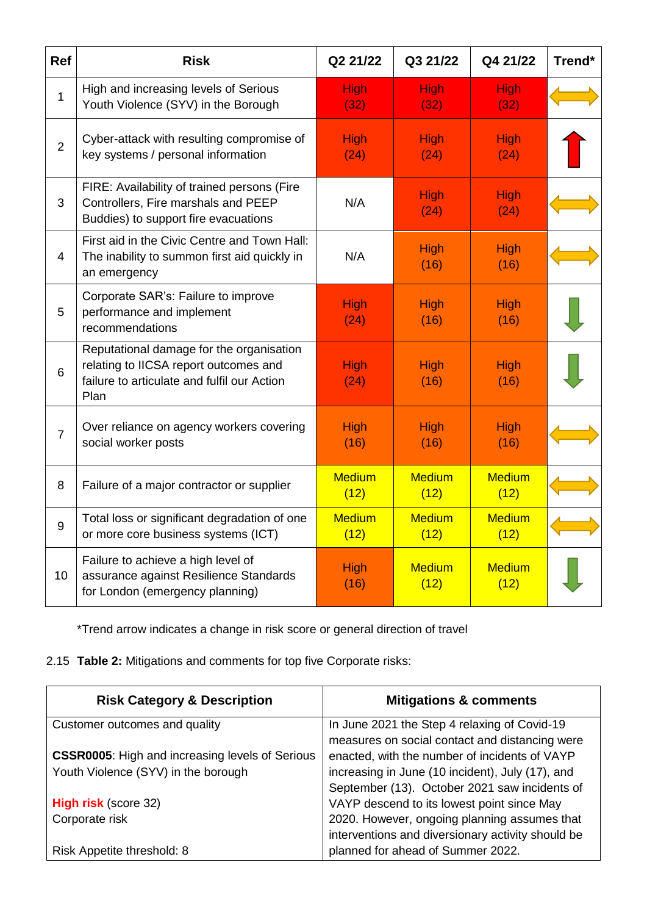| Ref | Risk | Q2 21/22 | Q3 21/22 | Q4 21/22 | Trend* |
|---|---|---|---|---|---|
| 1 | High and increasing levels of Serious Youth Violence (SYV) in the Borough | High (32) | High (32) | High (32) | ⟷ |
| 2 | Cyber-attack with resulting compromise of key systems / personal information | High (24) | High (24) | High (24) | ↑ |
| 3 | FIRE: Availability of trained persons (Fire Controllers, Fire marshals and PEEP Buddies) to support fire evacuations | N/A | High (24) | High (24) | ⟷ |
| 4 | First aid in the Civic Centre and Town Hall: The inability to summon first aid quickly in an emergency | N/A | High (16) | High (16) | ⟷ |
| 5 | Corporate SAR's: Failure to improve performance and implement recommendations | High (24) | High (16) | High (16) | ↓ |
| 6 | Reputational damage for the organisation relating to IICSA report outcomes and failure to articulate and fulfil our Action Plan | High (24) | High (16) | High (16) | ↓ |
| 7 | Over reliance on agency workers covering social worker posts | High (16) | High (16) | High (16) | ⟷ |
| 8 | Failure of a major contractor or supplier | Medium (12) | Medium (12) | Medium (12) | ⟷ |
| 9 | Total loss or significant degradation of one or more core business systems (ICT) | Medium (12) | Medium (12) | Medium (12) | ⟷ |
| 10 | Failure to achieve a high level of assurance against Resilience Standards for London (emergency planning) | High (16) | Medium (12) | Medium (12) | ↓ |

*Trend arrow indicates a change in risk score or general direction of travel

2.15 **Table 2:** Mitigations and comments for top five Corporate risks:

| Risk Category & Description | Mitigations & comments |
|---|---|
| Customer outcomes and quality<br><br>**CSSR0005**: High and increasing levels of Serious Youth Violence (SYV) in the borough<br><br>**High risk** (score 32)<br>Corporate risk<br><br>Risk Appetite threshold: 8 | In June 2021 the Step 4 relaxing of Covid-19 measures on social contact and distancing were enacted, with the number of incidents of VAYP increasing in June (10 incident), July (17), and September (13). October 2021 saw incidents of VAYP descend to its lowest point since May 2020. However, ongoing planning assumes that interventions and diversionary activity should be planned for ahead of Summer 2022. |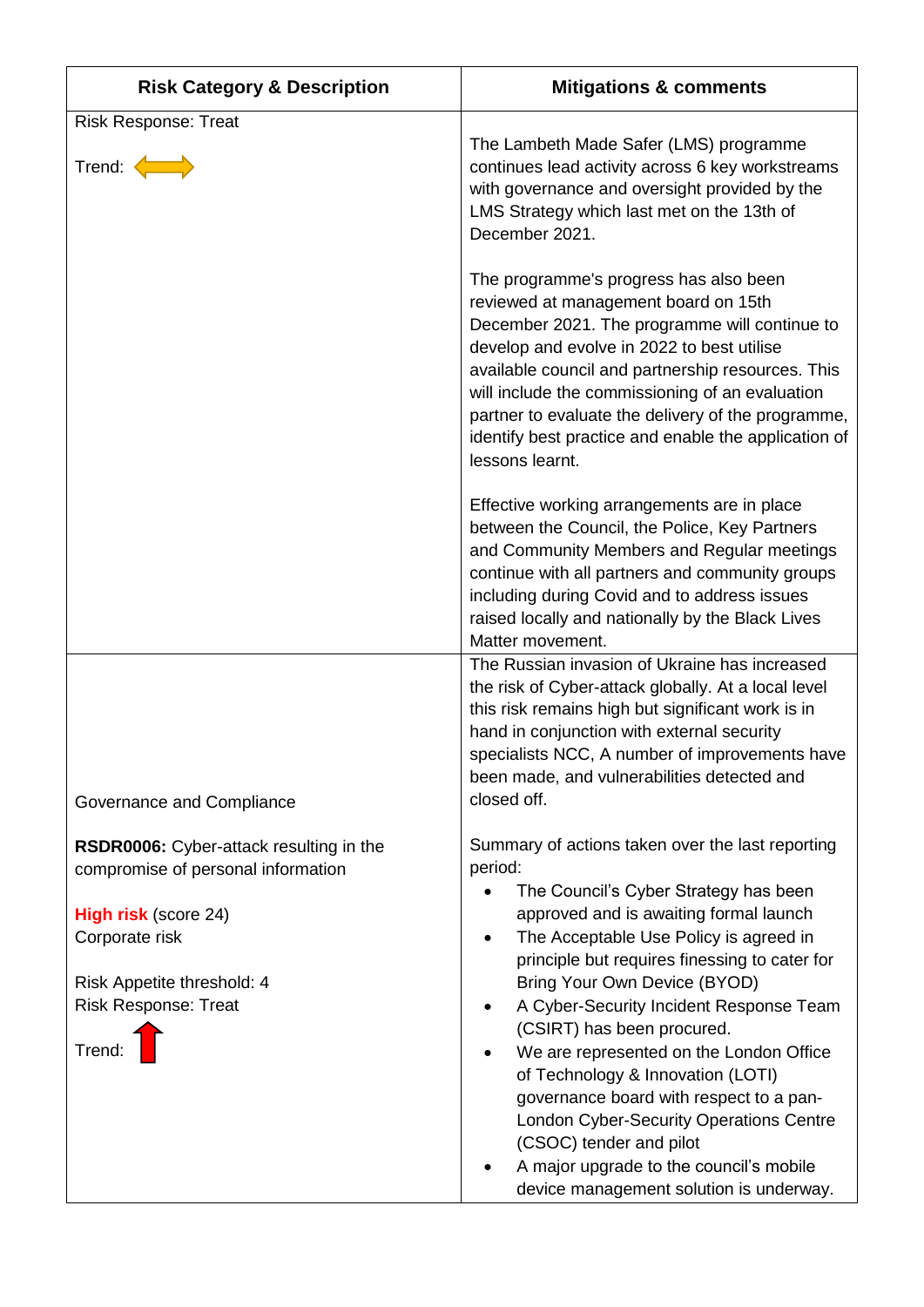| Risk Category & Description | Mitigations & comments |
|---|---|
| Risk Response: Treat<br><br>Trend: ⟺ | The Lambeth Made Safer (LMS) programme continues lead activity across 6 key workstreams with governance and oversight provided by the LMS Strategy which last met on the 13th of December 2021.<br><br>The programme's progress has also been reviewed at management board on 15th December 2021. The programme will continue to develop and evolve in 2022 to best utilise available council and partnership resources. This will include the commissioning of an evaluation partner to evaluate the delivery of the programme, identify best practice and enable the application of lessons learnt.<br><br>Effective working arrangements are in place between the Council, the Police, Key Partners and Community Members and Regular meetings continue with all partners and community groups including during Covid and to address issues raised locally and nationally by the Black Lives Matter movement. |
| Governance and Compliance<br><br>**RSDR0006:** Cyber-attack resulting in the compromise of personal information<br><br>**High risk** (score 24)<br>Corporate risk<br><br>Risk Appetite threshold: 4<br>Risk Response: Treat<br><br>Trend: ↑ | The Russian invasion of Ukraine has increased the risk of Cyber-attack globally. At a local level this risk remains high but significant work is in hand in conjunction with external security specialists NCC, A number of improvements have been made, and vulnerabilities detected and closed off.<br><br>Summary of actions taken over the last reporting period:<br>• The Council's Cyber Strategy has been approved and is awaiting formal launch<br>• The Acceptable Use Policy is agreed in principle but requires finessing to cater for Bring Your Own Device (BYOD)<br>• A Cyber-Security Incident Response Team (CSIRT) has been procured.<br>• We are represented on the London Office of Technology & Innovation (LOTI) governance board with respect to a pan-London Cyber-Security Operations Centre (CSOC) tender and pilot<br>• A major upgrade to the council's mobile device management solution is underway. |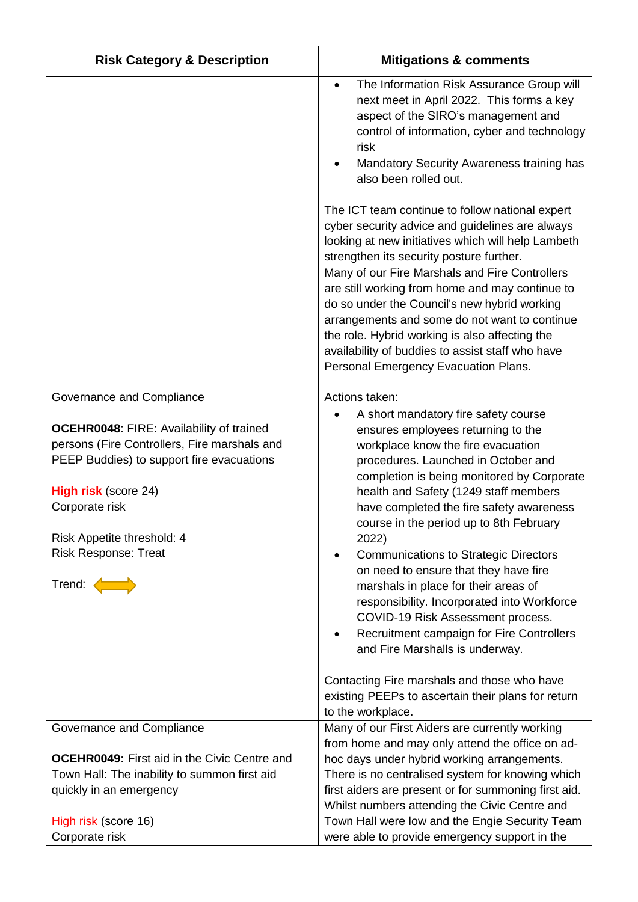| Risk Category & Description | Mitigations & comments |
|---|---|
| | <ul><li>The Information Risk Assurance Group will next meet in April 2022. This forms a key aspect of the SIRO's management and control of information, cyber and technology risk</li><li>Mandatory Security Awareness training has also been rolled out.</li></ul>The ICT team continue to follow national expert cyber security advice and guidelines are always looking at new initiatives which will help Lambeth strengthen its security posture further. |
| Governance and Compliance<br><br>**OCEHR0048**: FIRE: Availability of trained persons (Fire Controllers, Fire marshals and PEEP Buddies) to support fire evacuations<br><br>**High risk** (score 24)<br>Corporate risk<br><br>Risk Appetite threshold: 4<br>Risk Response: Treat<br><br>Trend: ⟺ | Many of our Fire Marshals and Fire Controllers are still working from home and may continue to do so under the Council's new hybrid working arrangements and some do not want to continue the role. Hybrid working is also affecting the availability of buddies to assist staff who have Personal Emergency Evacuation Plans.<br><br>Actions taken:<ul><li>A short mandatory fire safety course ensures employees returning to the workplace know the fire evacuation procedures. Launched in October and completion is being monitored by Corporate health and Safety (1249 staff members have completed the fire safety awareness course in the period up to 8th February 2022)</li><li>Communications to Strategic Directors on need to ensure that they have fire marshals in place for their areas of responsibility. Incorporated into Workforce COVID-19 Risk Assessment process.</li><li>Recruitment campaign for Fire Controllers and Fire Marshalls is underway.</li></ul>Contacting Fire marshals and those who have existing PEEPs to ascertain their plans for return to the workplace. |
| Governance and Compliance<br><br>**OCEHR0049:** First aid in the Civic Centre and Town Hall: The inability to summon first aid quickly in an emergency<br><br>High risk (score 16)<br>Corporate risk | Many of our First Aiders are currently working from home and may only attend the office on ad-hoc days under hybrid working arrangements. There is no centralised system for knowing which first aiders are present or for summoning first aid. Whilst numbers attending the Civic Centre and Town Hall were low and the Engie Security Team were able to provide emergency support in the |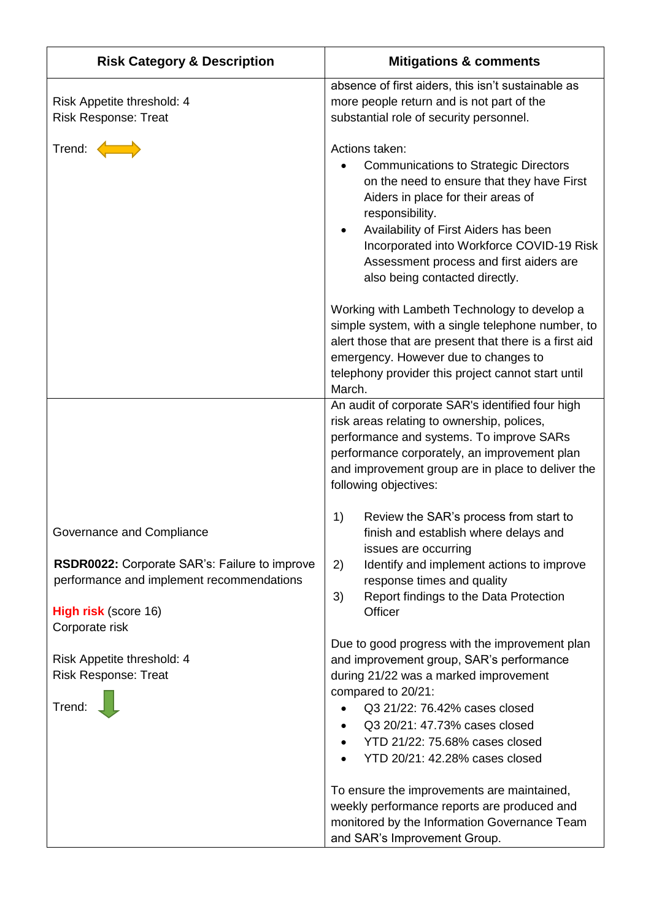| Risk Category & Description | Mitigations & comments |
| --- | --- |
| Risk Appetite threshold: 4<br>Risk Response: Treat<br><br>Trend: ⟺ | absence of first aiders, this isn't sustainable as more people return and is not part of the substantial role of security personnel.<br><br>Actions taken:<br>• Communications to Strategic Directors on the need to ensure that they have First Aiders in place for their areas of responsibility.<br>• Availability of First Aiders has been Incorporated into Workforce COVID-19 Risk Assessment process and first aiders are also being contacted directly.<br><br>Working with Lambeth Technology to develop a simple system, with a single telephone number, to alert those that are present that there is a first aid emergency. However due to changes to telephony provider this project cannot start until March. |
| Governance and Compliance<br><br>**RSDR0022:** Corporate SAR's: Failure to improve performance and implement recommendations<br><br>**High risk** (score 16)<br>Corporate risk<br><br>Risk Appetite threshold: 4<br>Risk Response: Treat<br><br>Trend: ⬇ | An audit of corporate SAR's identified four high risk areas relating to ownership, polices, performance and systems. To improve SARs performance corporately, an improvement plan and improvement group are in place to deliver the following objectives:<br><br>1) Review the SAR's process from start to finish and establish where delays and issues are occurring<br>2) Identify and implement actions to improve response times and quality<br>3) Report findings to the Data Protection Officer<br><br>Due to good progress with the improvement plan and improvement group, SAR's performance during 21/22 was a marked improvement compared to 20/21:<br>• Q3 21/22: 76.42% cases closed<br>• Q3 20/21: 47.73% cases closed<br>• YTD 21/22: 75.68% cases closed<br>• YTD 20/21: 42.28% cases closed<br><br>To ensure the improvements are maintained, weekly performance reports are produced and monitored by the Information Governance Team and SAR's Improvement Group. |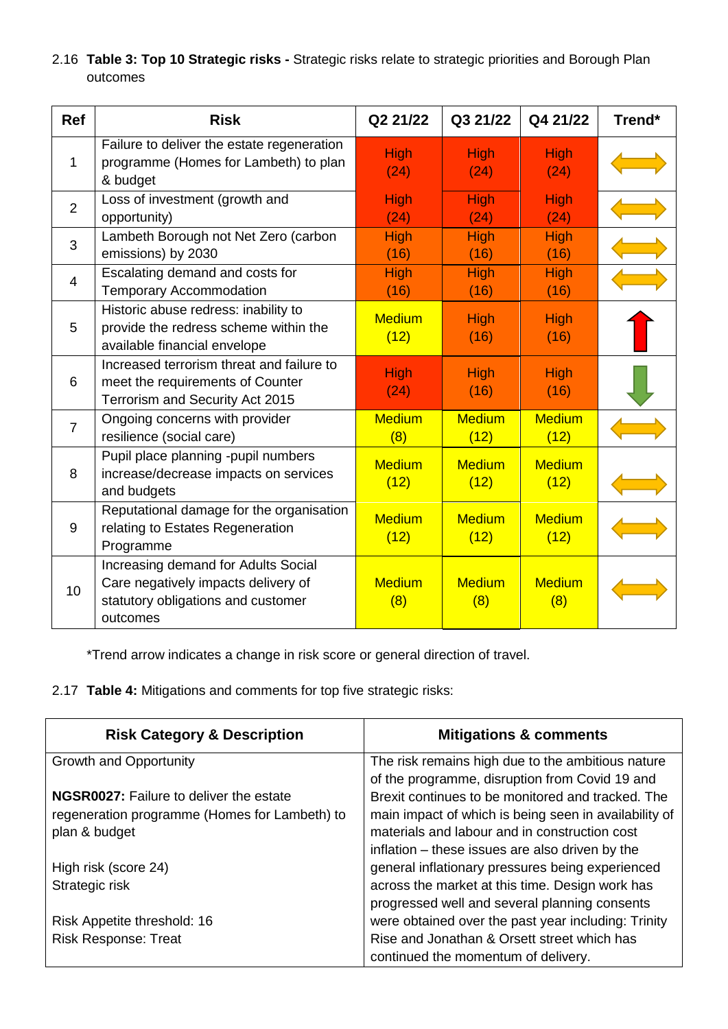2.16 **Table 3: Top 10 Strategic risks -** Strategic risks relate to strategic priorities and Borough Plan outcomes

| Ref | Risk | Q2 21/22 | Q3 21/22 | Q4 21/22 | Trend* |
|---|---|---|---|---|---|
| 1 | Failure to deliver the estate regeneration programme (Homes for Lambeth) to plan & budget | High (24) | High (24) | High (24) | ⟷ |
| 2 | Loss of investment (growth and opportunity) | High (24) | High (24) | High (24) | ⟷ |
| 3 | Lambeth Borough not Net Zero (carbon emissions) by 2030 | High (16) | High (16) | High (16) | ⟷ |
| 4 | Escalating demand and costs for Temporary Accommodation | High (16) | High (16) | High (16) | ⟷ |
| 5 | Historic abuse redress: inability to provide the redress scheme within the available financial envelope | Medium (12) | High (16) | High (16) | ↑ |
| 6 | Increased terrorism threat and failure to meet the requirements of Counter Terrorism and Security Act 2015 | High (24) | High (16) | High (16) | ↓ |
| 7 | Ongoing concerns with provider resilience (social care) | Medium (8) | Medium (12) | Medium (12) | ⟷ |
| 8 | Pupil place planning -pupil numbers increase/decrease impacts on services and budgets | Medium (12) | Medium (12) | Medium (12) | ⟷ |
| 9 | Reputational damage for the organisation relating to Estates Regeneration Programme | Medium (12) | Medium (12) | Medium (12) | ⟷ |
| 10 | Increasing demand for Adults Social Care negatively impacts delivery of statutory obligations and customer outcomes | Medium (8) | Medium (8) | Medium (8) | ⟷ |

*Trend arrow indicates a change in risk score or general direction of travel.

2.17 **Table 4:** Mitigations and comments for top five strategic risks:

| Risk Category & Description | Mitigations & comments |
|---|---|
| Growth and Opportunity<br><br>**NGSR0027:** Failure to deliver the estate regeneration programme (Homes for Lambeth) to plan & budget<br><br>High risk (score 24)<br>Strategic risk<br><br>Risk Appetite threshold: 16<br>Risk Response: Treat | The risk remains high due to the ambitious nature of the programme, disruption from Covid 19 and Brexit continues to be monitored and tracked. The main impact of which is being seen in availability of materials and labour and in construction cost inflation – these issues are also driven by the general inflationary pressures being experienced across the market at this time. Design work has progressed well and several planning consents were obtained over the past year including: Trinity Rise and Jonathan & Orsett street which has continued the momentum of delivery. |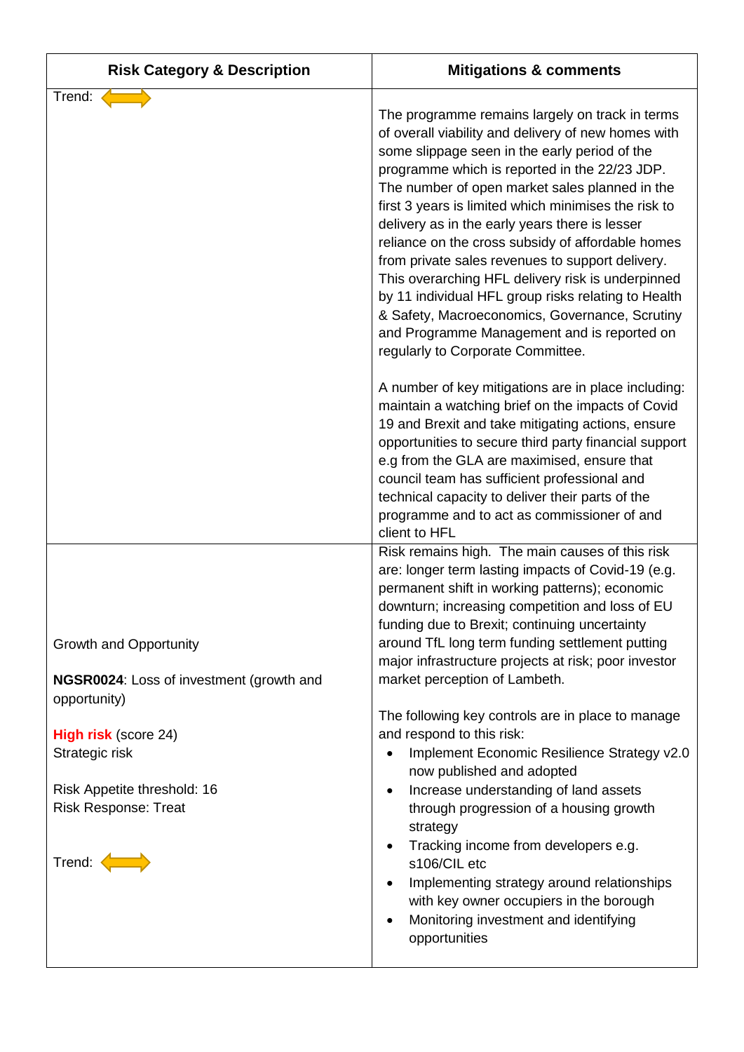| Risk Category & Description | Mitigations & comments |
| --- | --- |
| Trend: ⟷ | The programme remains largely on track in terms of overall viability and delivery of new homes with some slippage seen in the early period of the programme which is reported in the 22/23 JDP. The number of open market sales planned in the first 3 years is limited which minimises the risk to delivery as in the early years there is lesser reliance on the cross subsidy of affordable homes from private sales revenues to support delivery. This overarching HFL delivery risk is underpinned by 11 individual HFL group risks relating to Health & Safety, Macroeconomics, Governance, Scrutiny and Programme Management and is reported on regularly to Corporate Committee.<br><br>A number of key mitigations are in place including: maintain a watching brief on the impacts of Covid 19 and Brexit and take mitigating actions, ensure opportunities to secure third party financial support e.g from the GLA are maximised, ensure that council team has sufficient professional and technical capacity to deliver their parts of the programme and to act as commissioner of and client to HFL |
| Growth and Opportunity<br><br>**NGSR0024**: Loss of investment (growth and opportunity)<br><br>**High risk** (score 24)<br>Strategic risk<br><br>Risk Appetite threshold: 16<br>Risk Response: Treat<br><br>Trend: ⟷ | Risk remains high. The main causes of this risk are: longer term lasting impacts of Covid-19 (e.g. permanent shift in working patterns); economic downturn; increasing competition and loss of EU funding due to Brexit; continuing uncertainty around TfL long term funding settlement putting major infrastructure projects at risk; poor investor market perception of Lambeth.<br><br>The following key controls are in place to manage and respond to this risk:<br>• Implement Economic Resilience Strategy v2.0 now published and adopted<br>• Increase understanding of land assets through progression of a housing growth strategy<br>• Tracking income from developers e.g. s106/CIL etc<br>• Implementing strategy around relationships with key owner occupiers in the borough<br>• Monitoring investment and identifying opportunities |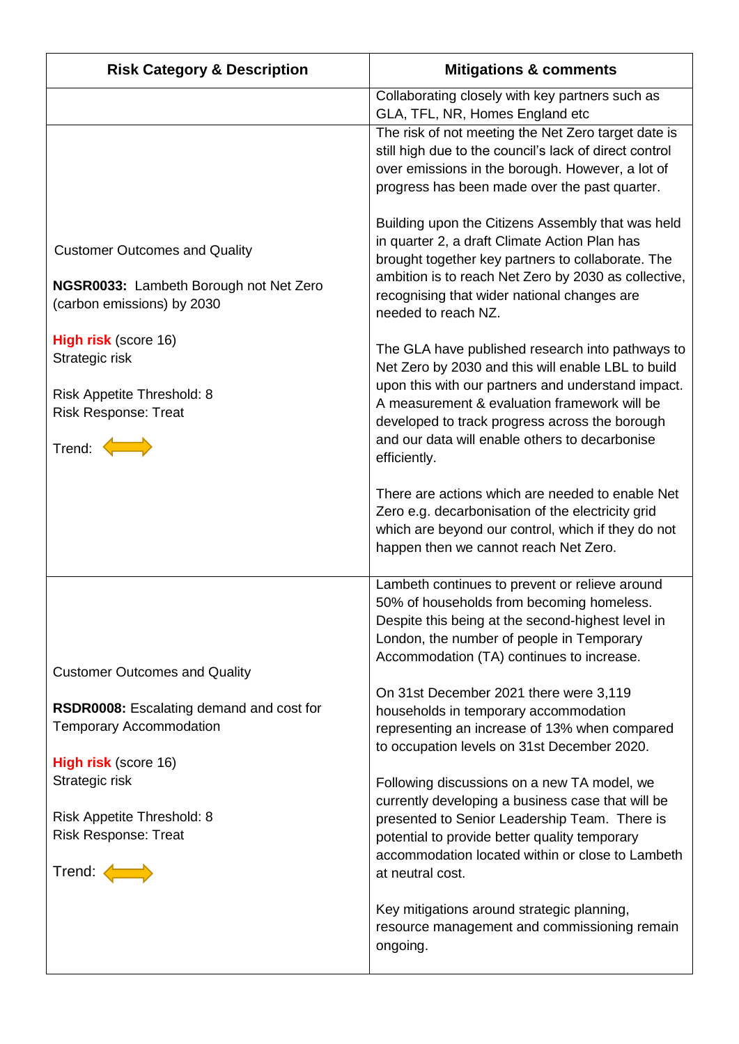| Risk Category & Description | Mitigations & comments |
|---|---|
| | Collaborating closely with key partners such as GLA, TFL, NR, Homes England etc |
| Customer Outcomes and Quality<br><br>**NGSR0033:** Lambeth Borough not Net Zero (carbon emissions) by 2030<br><br>**High risk** (score 16)<br>Strategic risk<br><br>Risk Appetite Threshold: 8<br>Risk Response: Treat<br><br>Trend: ⟺ | The risk of not meeting the Net Zero target date is still high due to the council's lack of direct control over emissions in the borough. However, a lot of progress has been made over the past quarter.<br><br>Building upon the Citizens Assembly that was held in quarter 2, a draft Climate Action Plan has brought together key partners to collaborate. The ambition is to reach Net Zero by 2030 as collective, recognising that wider national changes are needed to reach NZ.<br><br>The GLA have published research into pathways to Net Zero by 2030 and this will enable LBL to build upon this with our partners and understand impact. A measurement & evaluation framework will be developed to track progress across the borough and our data will enable others to decarbonise efficiently.<br><br>There are actions which are needed to enable Net Zero e.g. decarbonisation of the electricity grid which are beyond our control, which if they do not happen then we cannot reach Net Zero. |
| Customer Outcomes and Quality<br><br>**RSDR0008:** Escalating demand and cost for Temporary Accommodation<br><br>**High risk** (score 16)<br>Strategic risk<br><br>Risk Appetite Threshold: 8<br>Risk Response: Treat<br><br>Trend: ⟺ | Lambeth continues to prevent or relieve around 50% of households from becoming homeless. Despite this being at the second-highest level in London, the number of people in Temporary Accommodation (TA) continues to increase.<br><br>On 31st December 2021 there were 3,119 households in temporary accommodation representing an increase of 13% when compared to occupation levels on 31st December 2020.<br><br>Following discussions on a new TA model, we currently developing a business case that will be presented to Senior Leadership Team. There is potential to provide better quality temporary accommodation located within or close to Lambeth at neutral cost.<br><br>Key mitigations around strategic planning, resource management and commissioning remain ongoing. |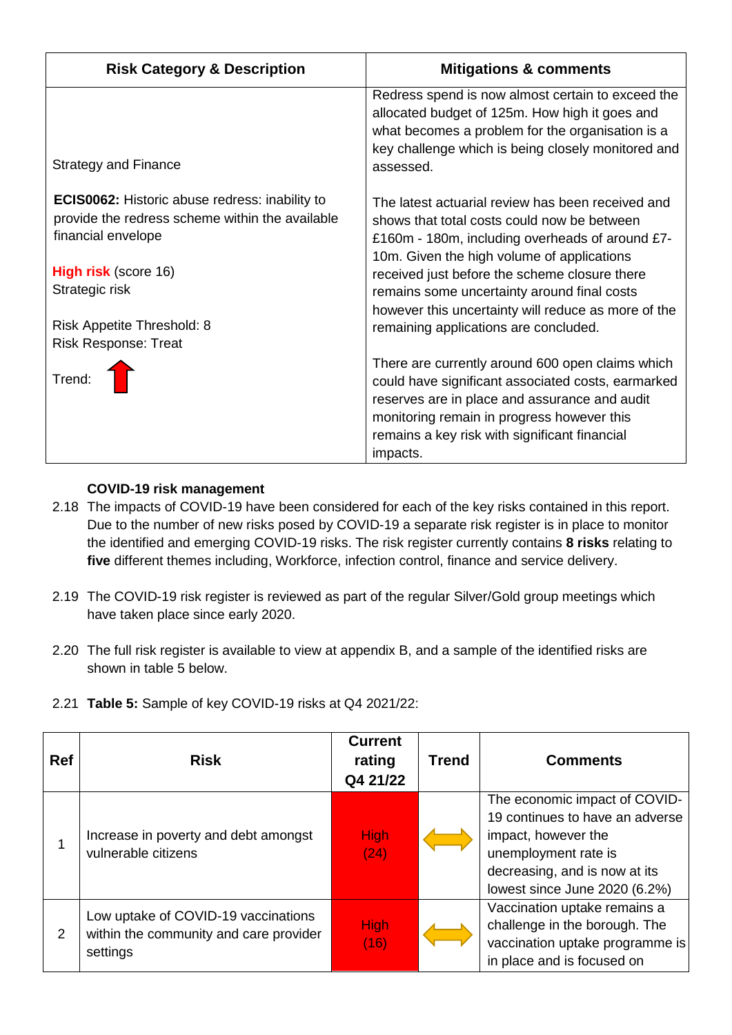| Risk Category & Description | Mitigations & comments |
|---|---|
| Strategy and Finance<br><br>**ECIS0062:** Historic abuse redress: inability to provide the redress scheme within the available financial envelope<br><br>**High risk** (score 16)<br>Strategic risk<br><br>Risk Appetite Threshold: 8<br>Risk Response: Treat<br><br>Trend: ↑ | Redress spend is now almost certain to exceed the allocated budget of 125m. How high it goes and what becomes a problem for the organisation is a key challenge which is being closely monitored and assessed.<br><br>The latest actuarial review has been received and shows that total costs could now be between £160m - 180m, including overheads of around £7-10m. Given the high volume of applications received just before the scheme closure there remains some uncertainty around final costs however this uncertainty will reduce as more of the remaining applications are concluded.<br><br>There are currently around 600 open claims which could have significant associated costs, earmarked reserves are in place and assurance and audit monitoring remain in progress however this remains a key risk with significant financial impacts. |

**COVID-19 risk management**

2.18 The impacts of COVID-19 have been considered for each of the key risks contained in this report. Due to the number of new risks posed by COVID-19 a separate risk register is in place to monitor the identified and emerging COVID-19 risks. The risk register currently contains **8 risks** relating to **five** different themes including, Workforce, infection control, finance and service delivery.

2.19 The COVID-19 risk register is reviewed as part of the regular Silver/Gold group meetings which have taken place since early 2020.

2.20 The full risk register is available to view at appendix B, and a sample of the identified risks are shown in table 5 below.

2.21 **Table 5:** Sample of key COVID-19 risks at Q4 2021/22:

| Ref | Risk | Current rating Q4 21/22 | Trend | Comments |
|---|---|---|---|---|
| 1 | Increase in poverty and debt amongst vulnerable citizens | High (24) | ↔ | The economic impact of COVID-19 continues to have an adverse impact, however the unemployment rate is decreasing, and is now at its lowest since June 2020 (6.2%) |
| 2 | Low uptake of COVID-19 vaccinations within the community and care provider settings | High (16) | ↔ | Vaccination uptake remains a challenge in the borough. The vaccination uptake programme is in place and is focused on |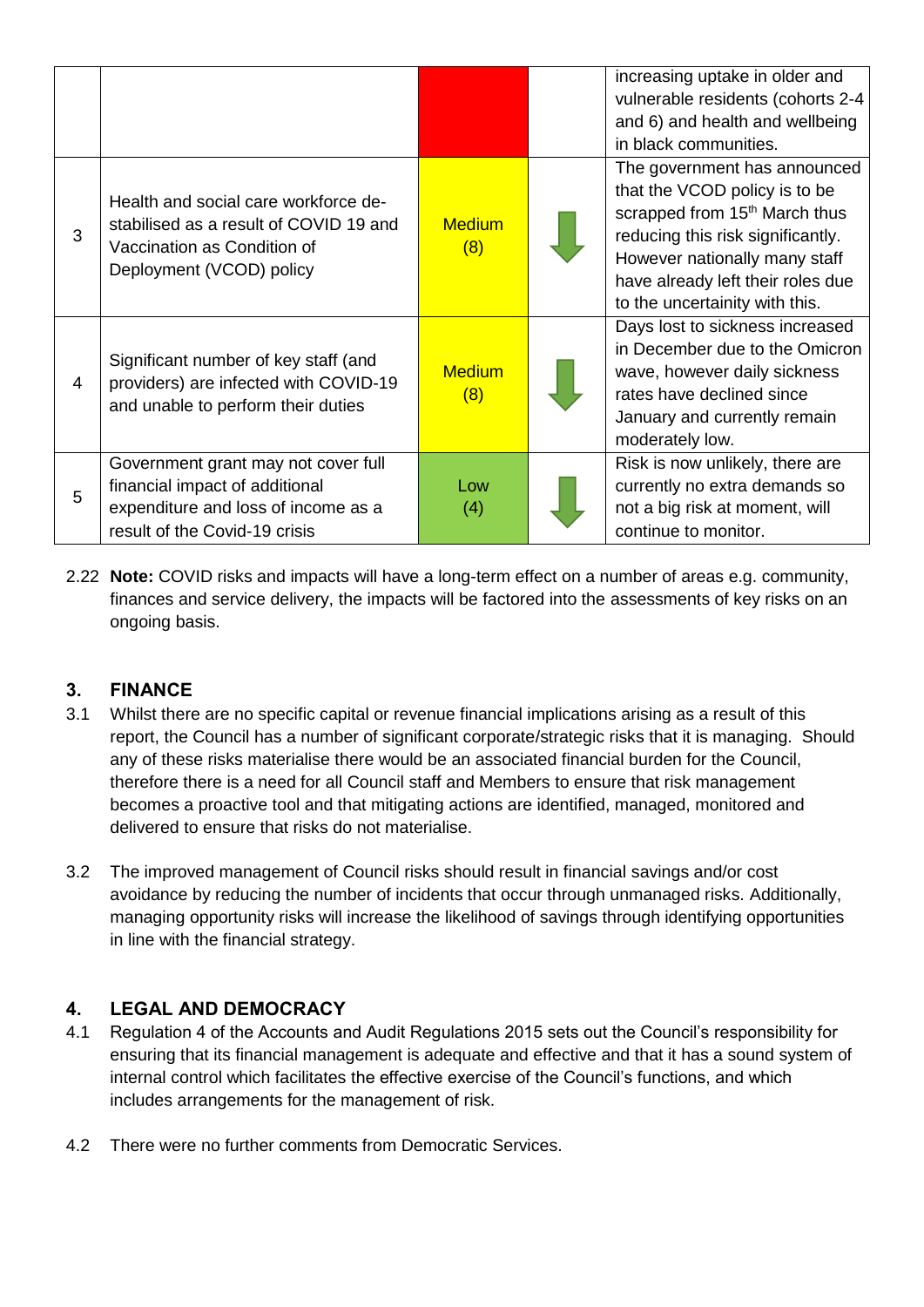|   |   |   |   |   |
|---|---|---|---|---|
|   |   |   |   | increasing uptake in older and vulnerable residents (cohorts 2-4 and 6) and health and wellbeing in black communities. |
| 3 | Health and social care workforce de-stabilised as a result of COVID 19 and Vaccination as Condition of Deployment (VCOD) policy | Medium (8) | ↓ | The government has announced that the VCOD policy is to be scrapped from 15th March thus reducing this risk significantly. However nationally many staff have already left their roles due to the uncertainity with this. |
| 4 | Significant number of key staff (and providers) are infected with COVID-19 and unable to perform their duties | Medium (8) | ↓ | Days lost to sickness increased in December due to the Omicron wave, however daily sickness rates have declined since January and currently remain moderately low. |
| 5 | Government grant may not cover full financial impact of additional expenditure and loss of income as a result of the Covid-19 crisis | Low (4) | ↓ | Risk is now unlikely, there are currently no extra demands so not a big risk at moment, will continue to monitor. |

2.22 **Note:** COVID risks and impacts will have a long-term effect on a number of areas e.g. community, finances and service delivery, the impacts will be factored into the assessments of key risks on an ongoing basis.

## 3. FINANCE

3.1 Whilst there are no specific capital or revenue financial implications arising as a result of this report, the Council has a number of significant corporate/strategic risks that it is managing. Should any of these risks materialise there would be an associated financial burden for the Council, therefore there is a need for all Council staff and Members to ensure that risk management becomes a proactive tool and that mitigating actions are identified, managed, monitored and delivered to ensure that risks do not materialise.

3.2 The improved management of Council risks should result in financial savings and/or cost avoidance by reducing the number of incidents that occur through unmanaged risks. Additionally, managing opportunity risks will increase the likelihood of savings through identifying opportunities in line with the financial strategy.

## 4. LEGAL AND DEMOCRACY

4.1 Regulation 4 of the Accounts and Audit Regulations 2015 sets out the Council's responsibility for ensuring that its financial management is adequate and effective and that it has a sound system of internal control which facilitates the effective exercise of the Council's functions, and which includes arrangements for the management of risk.

4.2 There were no further comments from Democratic Services.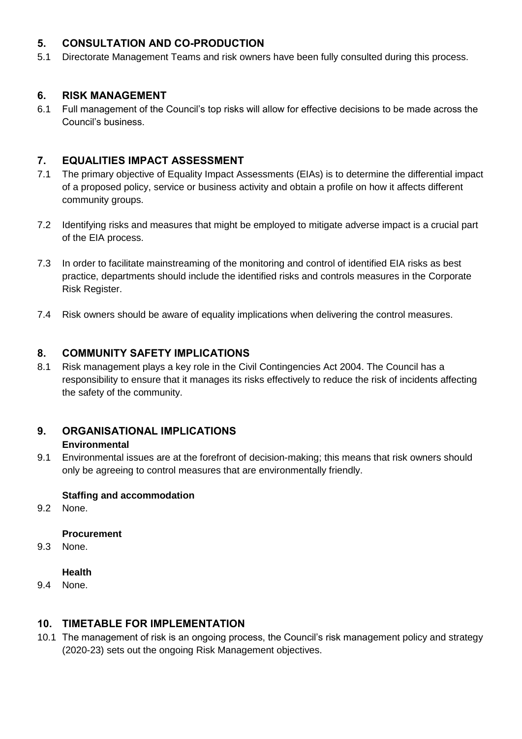## 5. CONSULTATION AND CO-PRODUCTION

5.1 Directorate Management Teams and risk owners have been fully consulted during this process.

## 6. RISK MANAGEMENT

6.1 Full management of the Council's top risks will allow for effective decisions to be made across the Council's business.

## 7. EQUALITIES IMPACT ASSESSMENT

7.1 The primary objective of Equality Impact Assessments (EIAs) is to determine the differential impact of a proposed policy, service or business activity and obtain a profile on how it affects different community groups.

7.2 Identifying risks and measures that might be employed to mitigate adverse impact is a crucial part of the EIA process.

7.3 In order to facilitate mainstreaming of the monitoring and control of identified EIA risks as best practice, departments should include the identified risks and controls measures in the Corporate Risk Register.

7.4 Risk owners should be aware of equality implications when delivering the control measures.

## 8. COMMUNITY SAFETY IMPLICATIONS

8.1 Risk management plays a key role in the Civil Contingencies Act 2004. The Council has a responsibility to ensure that it manages its risks effectively to reduce the risk of incidents affecting the safety of the community.

## 9. ORGANISATIONAL IMPLICATIONS

**Environmental**

9.1 Environmental issues are at the forefront of decision-making; this means that risk owners should only be agreeing to control measures that are environmentally friendly.

**Staffing and accommodation**

9.2 None.

**Procurement**

9.3 None.

**Health**

9.4 None.

## 10. TIMETABLE FOR IMPLEMENTATION

10.1 The management of risk is an ongoing process, the Council's risk management policy and strategy (2020-23) sets out the ongoing Risk Management objectives.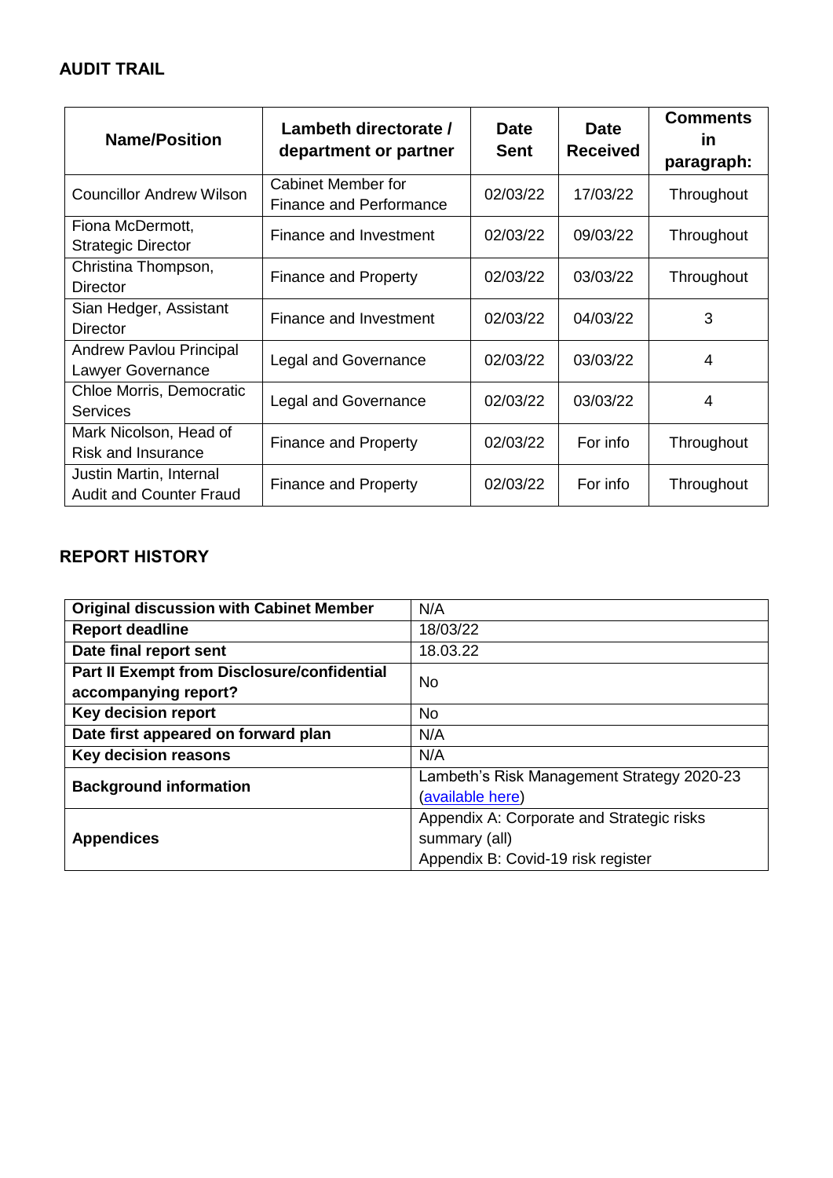## AUDIT TRAIL

| Name/Position | Lambeth directorate / department or partner | Date Sent | Date Received | Comments in paragraph: |
|---|---|---|---|---|
| Councillor Andrew Wilson | Cabinet Member for Finance and Performance | 02/03/22 | 17/03/22 | Throughout |
| Fiona McDermott, Strategic Director | Finance and Investment | 02/03/22 | 09/03/22 | Throughout |
| Christina Thompson, Director | Finance and Property | 02/03/22 | 03/03/22 | Throughout |
| Sian Hedger, Assistant Director | Finance and Investment | 02/03/22 | 04/03/22 | 3 |
| Andrew Pavlou Principal Lawyer Governance | Legal and Governance | 02/03/22 | 03/03/22 | 4 |
| Chloe Morris, Democratic Services | Legal and Governance | 02/03/22 | 03/03/22 | 4 |
| Mark Nicolson, Head of Risk and Insurance | Finance and Property | 02/03/22 | For info | Throughout |
| Justin Martin, Internal Audit and Counter Fraud | Finance and Property | 02/03/22 | For info | Throughout |

## REPORT HISTORY

| | |
|---|---|
| **Original discussion with Cabinet Member** | N/A |
| **Report deadline** | 18/03/22 |
| **Date final report sent** | 18.03.22 |
| **Part II Exempt from Disclosure/confidential accompanying report?** | No |
| **Key decision report** | No |
| **Date first appeared on forward plan** | N/A |
| **Key decision reasons** | N/A |
| **Background information** | Lambeth's Risk Management Strategy 2020-23 (available here) |
| **Appendices** | Appendix A: Corporate and Strategic risks summary (all)<br>Appendix B: Covid-19 risk register |